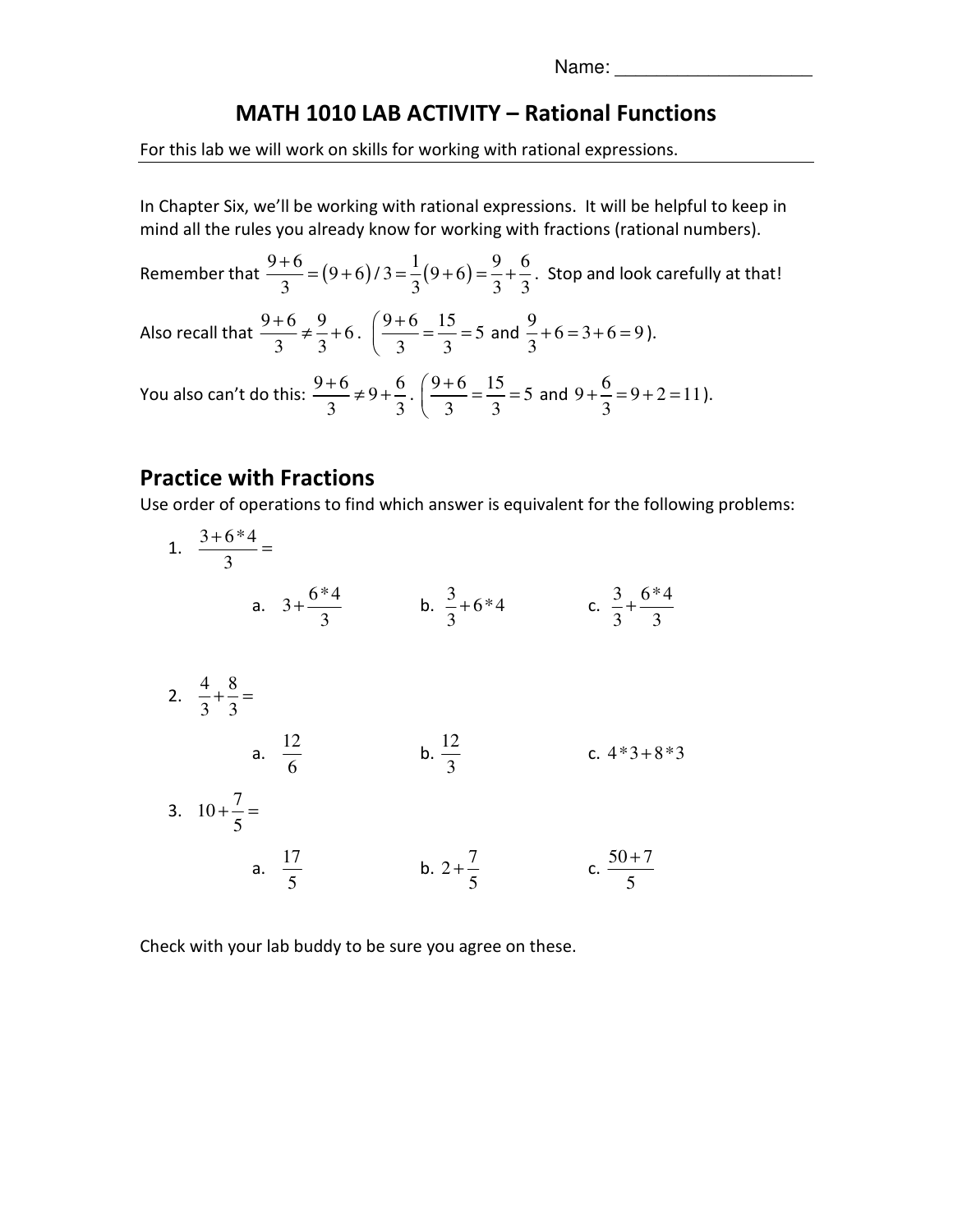Name: ___________________

# MATH 1010 LAB ACTIVITY – Rational Functions

For this lab we will work on skills for working with rational expressions.

In Chapter Six, we'll be working with rational expressions. It will be helpful to keep in mind all the rules you already know for working with fractions (rational numbers).

Remember that $\frac{9+6}{3} = (9+6)/3 = \frac{1}{3}(9+6) = \frac{9}{3} + \frac{6}{3}$. Stop and look carefully at that!

Also recall that $\frac{9+6}{3} \neq \frac{9}{3} + 6$. $\left(\frac{9+6}{3} = \frac{15}{3} = 5\right.$ and $\left.\frac{9}{3} + 6 = 3 + 6 = 9\right)$.

You also can't do this: $\frac{9+6}{3} \neq 9 + \frac{6}{3}$. $\left(\frac{9+6}{3} = \frac{15}{3} = 5\right.$ and $\left.9 + \frac{6}{3} = 9 + 2 = 11\right)$.

## Practice with Fractions

Use order of operations to find which answer is equivalent for the following problems:

1. $\frac{3+6*4}{3} =$

   a. $3 + \frac{6*4}{3}$ b. $\frac{3}{3} + 6*4$ c. $\frac{3}{3} + \frac{6*4}{3}$

2. $\frac{4}{3} + \frac{8}{3} =$

   a. $\frac{12}{6}$ b. $\frac{12}{3}$ c. $4*3 + 8*3$

3. $10 + \frac{7}{5} =$

   a. $\frac{17}{5}$ b. $2 + \frac{7}{5}$ c. $\frac{50+7}{5}$

Check with your lab buddy to be sure you agree on these.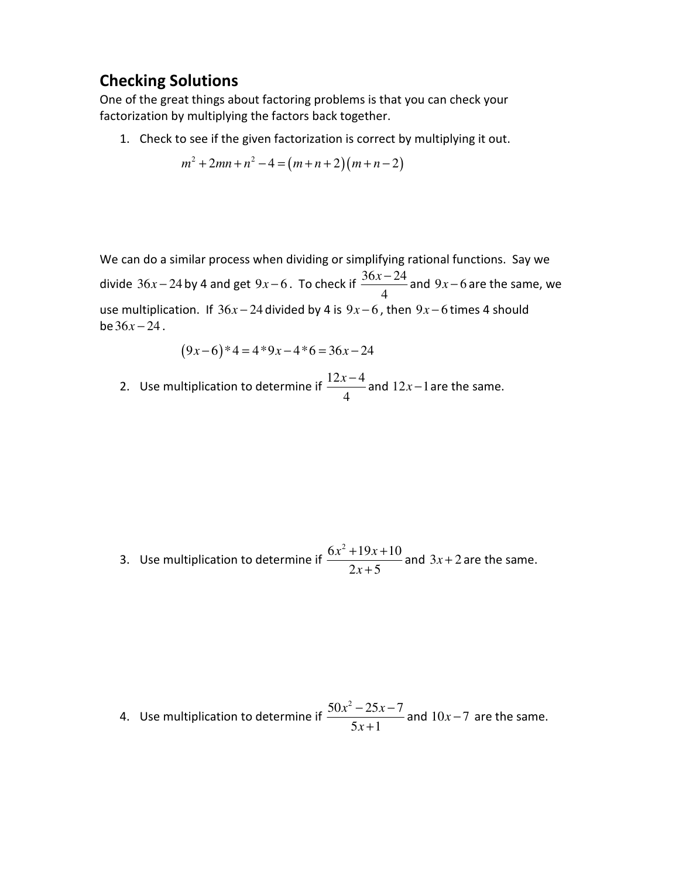## Checking Solutions

One of the great things about factoring problems is that you can check your factorization by multiplying the factors back together.

1. Check to see if the given factorization is correct by multiplying it out.

$$m^2 + 2mn + n^2 - 4 = (m+n+2)(m+n-2)$$

We can do a similar process when dividing or simplifying rational functions. Say we divide $36x-24$ by 4 and get $9x-6$. To check if $\frac{36x-24}{4}$ and $9x-6$ are the same, we use multiplication. If $36x-24$ divided by 4 is $9x-6$, then $9x-6$ times 4 should be $36x-24$.

$$(9x-6)*4 = 4*9x - 4*6 = 36x - 24$$

2. Use multiplication to determine if $\frac{12x-4}{4}$ and $12x-1$ are the same.

3. Use multiplication to determine if $\frac{6x^2+19x+10}{2x+5}$ and $3x+2$ are the same.

4. Use multiplication to determine if $\frac{50x^2-25x-7}{5x+1}$ and $10x-7$ are the same.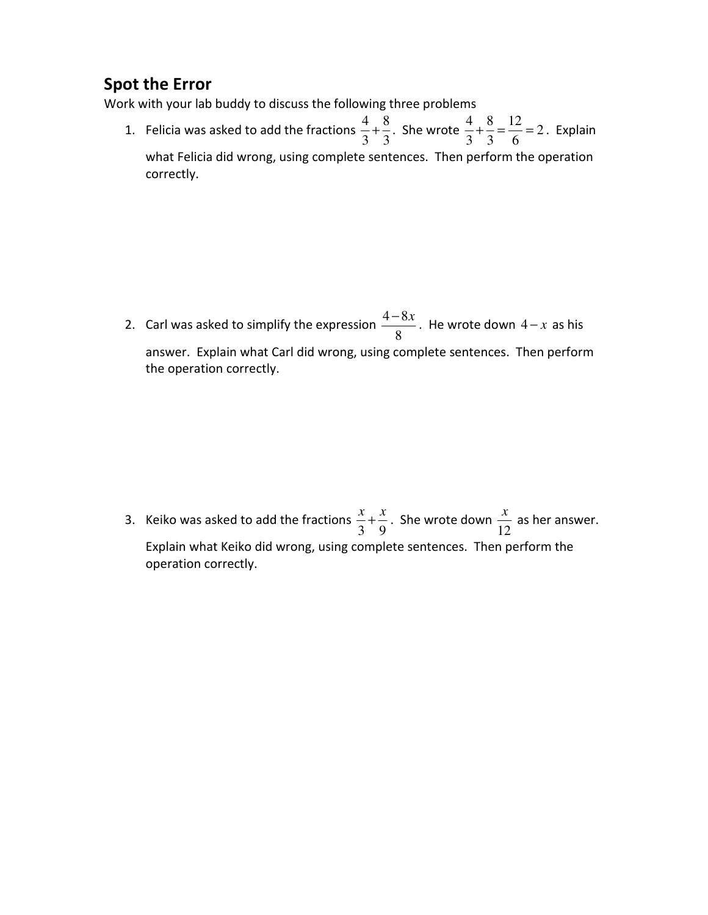## Spot the Error

Work with your lab buddy to discuss the following three problems

1. Felicia was asked to add the fractions $\frac{4}{3}+\frac{8}{3}$. She wrote $\frac{4}{3}+\frac{8}{3}=\frac{12}{6}=2$. Explain what Felicia did wrong, using complete sentences. Then perform the operation correctly.

2. Carl was asked to simplify the expression $\frac{4-8x}{8}$. He wrote down $4-x$ as his answer. Explain what Carl did wrong, using complete sentences. Then perform the operation correctly.

3. Keiko was asked to add the fractions $\frac{x}{3}+\frac{x}{9}$. She wrote down $\frac{x}{12}$ as her answer. Explain what Keiko did wrong, using complete sentences. Then perform the operation correctly.